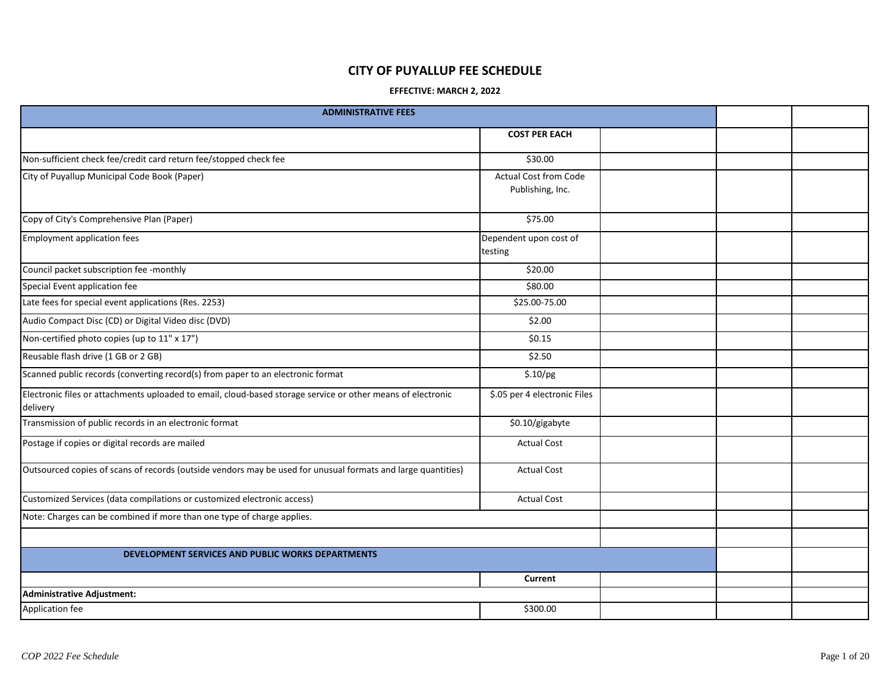# CITY OF PUYALLUP FEE SCHEDULE

**EFFECTIVE: MARCH 2, 2022**

| ADMINISTRATIVE FEES | | | | |
|---|---|---|---|---|
| | **COST PER EACH** | | | |
| Non-sufficient check fee/credit card return fee/stopped check fee | $30.00 | | | |
| City of Puyallup Municipal Code Book (Paper) | Actual Cost from Code Publishing, Inc. | | | |
| Copy of City's Comprehensive Plan (Paper) | $75.00 | | | |
| Employment application fees | Dependent upon cost of testing | | | |
| Council packet subscription fee -monthly | $20.00 | | | |
| Special Event application fee | $80.00 | | | |
| Late fees for special event applications (Res. 2253) | $25.00-75.00 | | | |
| Audio Compact Disc (CD) or Digital Video disc (DVD) | $2.00 | | | |
| Non-certified photo copies (up to 11" x 17") | $0.15 | | | |
| Reusable flash drive (1 GB or 2 GB) | $2.50 | | | |
| Scanned public records (converting record(s) from paper to an electronic format | $.10/pg | | | |
| Electronic files or attachments uploaded to email, cloud-based storage service or other means of electronic delivery | $.05 per 4 electronic Files | | | |
| Transmission of public records in an electronic format | $0.10/gigabyte | | | |
| Postage if copies or digital records are mailed | Actual Cost | | | |
| Outsourced copies of scans of records (outside vendors may be used for unusual formats and large quantities) | Actual Cost | | | |
| Customized Services (data compilations or customized electronic access) | Actual Cost | | | |
| Note: Charges can be combined if more than one type of charge applies. | | | | |
| | | | | |
| **DEVELOPMENT SERVICES AND PUBLIC WORKS DEPARTMENTS** | | | | |
| | **Current** | | | |
| **Administrative Adjustment:** | | | | |
| Application fee | $300.00 | | | |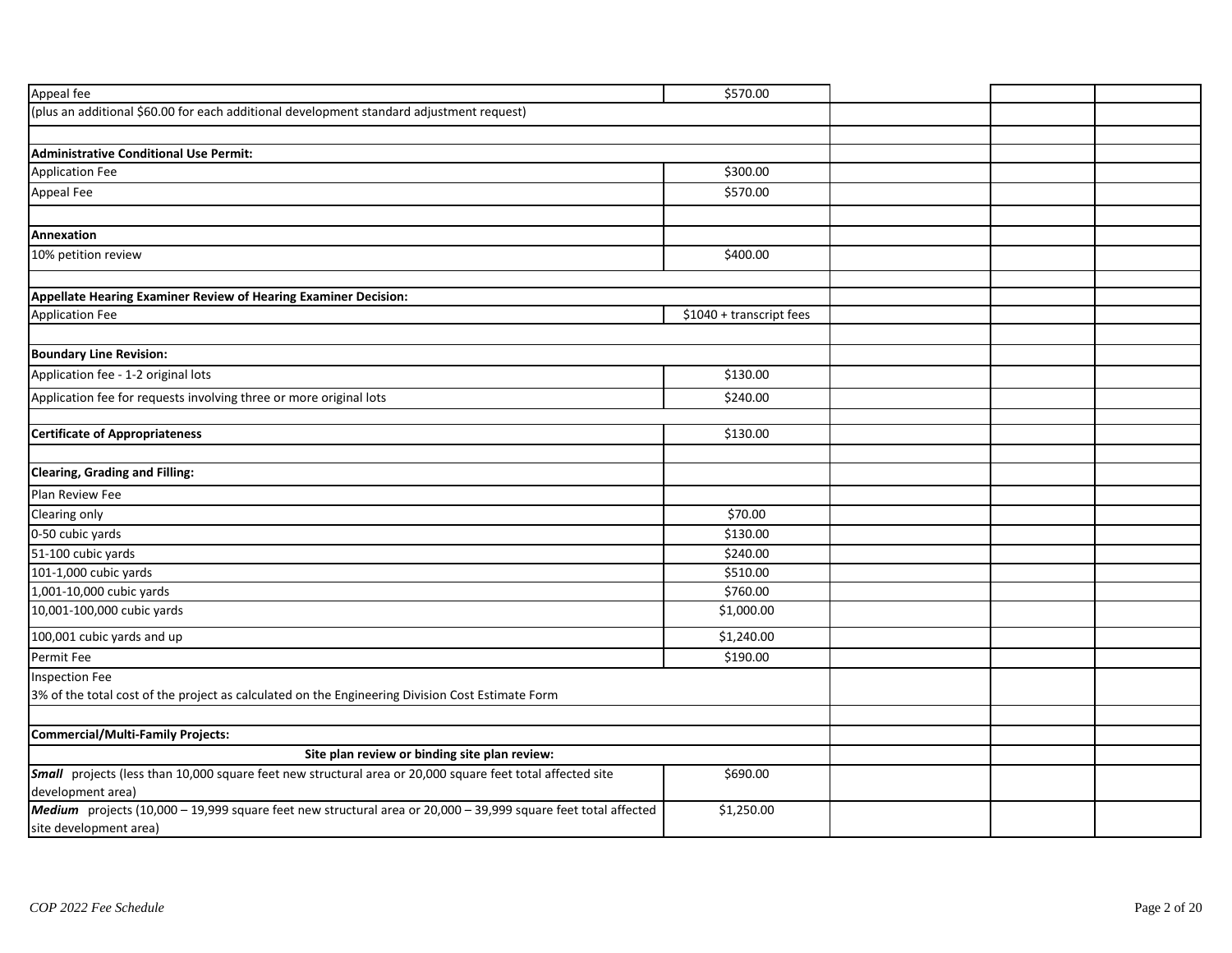| | | | | |
|---|---|---|---|---|
| Appeal fee | $570.00 | | | |
| (plus an additional $60.00 for each additional development standard adjustment request) | | | | |
| | | | | |
| **Administrative Conditional Use Permit:** | | | | |
| Application Fee | $300.00 | | | |
| Appeal Fee | $570.00 | | | |
| | | | | |
| **Annexation** | | | | |
| 10% petition review | $400.00 | | | |
| | | | | |
| **Appellate Hearing Examiner Review of Hearing Examiner Decision:** | | | | |
| Application Fee | $1040 + transcript fees | | | |
| | | | | |
| **Boundary Line Revision:** | | | | |
| Application fee - 1-2 original lots | $130.00 | | | |
| Application fee for requests involving three or more original lots | $240.00 | | | |
| | | | | |
| **Certificate of Appropriateness** | $130.00 | | | |
| | | | | |
| **Clearing, Grading and Filling:** | | | | |
| Plan Review Fee | | | | |
| Clearing only | $70.00 | | | |
| 0-50 cubic yards | $130.00 | | | |
| 51-100 cubic yards | $240.00 | | | |
| 101-1,000 cubic yards | $510.00 | | | |
| 1,001-10,000 cubic yards | $760.00 | | | |
| 10,001-100,000 cubic yards | $1,000.00 | | | |
| 100,001 cubic yards and up | $1,240.00 | | | |
| Permit Fee | $190.00 | | | |
| Inspection Fee<br>3% of the total cost of the project as calculated on the Engineering Division Cost Estimate Form | | | | |
| | | | | |
| **Commercial/Multi-Family Projects:** | | | | |
| **Site plan review or binding site plan review:** | | | | |
| ***Small*** projects (less than 10,000 square feet new structural area or 20,000 square feet total affected site development area) | $690.00 | | | |
| ***Medium*** projects (10,000 – 19,999 square feet new structural area or 20,000 – 39,999 square feet total affected site development area) | $1,250.00 | | | |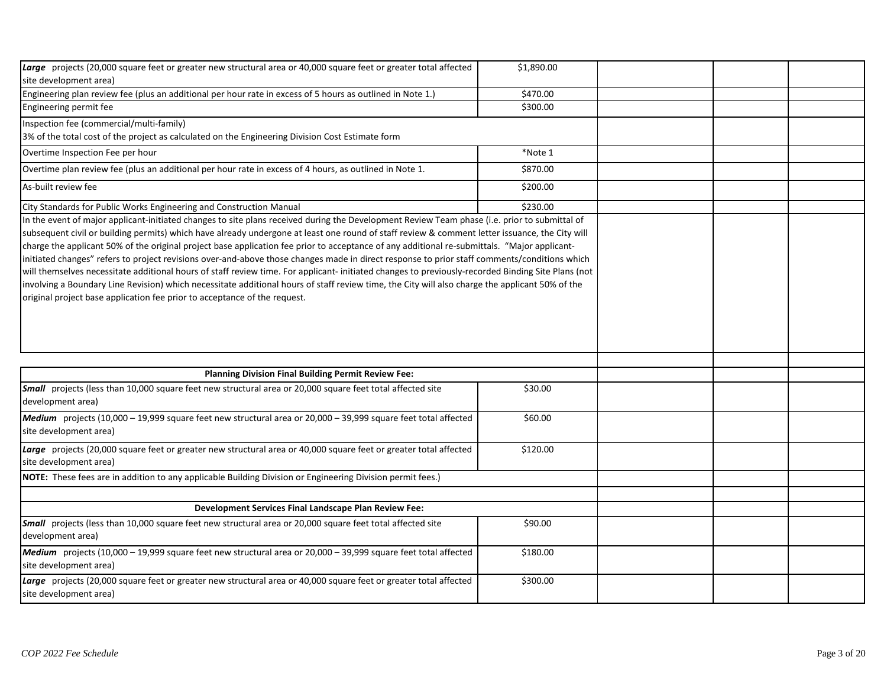| | | | | |
|---|---|---|---|---|
| ***Large*** projects (20,000 square feet or greater new structural area or 40,000 square feet or greater total affected site development area) | $1,890.00 | | | |
| Engineering plan review fee (plus an additional per hour rate in excess of 5 hours as outlined in Note 1.) | $470.00 | | | |
| Engineering permit fee | $300.00 | | | |
| Inspection fee (commercial/multi-family)<br>3% of the total cost of the project as calculated on the Engineering Division Cost Estimate form | | | | |
| Overtime Inspection Fee per hour | *Note 1 | | | |
| Overtime plan review fee (plus an additional per hour rate in excess of 4 hours, as outlined in Note 1. | $870.00 | | | |
| As-built review fee | $200.00 | | | |
| City Standards for Public Works Engineering and Construction Manual | $230.00 | | | |
| In the event of major applicant-initiated changes to site plans received during the Development Review Team phase (i.e. prior to submittal of subsequent civil or building permits) which have already undergone at least one round of staff review & comment letter issuance, the City will charge the applicant 50% of the original project base application fee prior to acceptance of any additional re-submittals. "Major applicant-initiated changes" refers to project revisions over-and-above those changes made in direct response to prior staff comments/conditions which will themselves necessitate additional hours of staff review time. For applicant- initiated changes to previously-recorded Binding Site Plans (not involving a Boundary Line Revision) which necessitate additional hours of staff review time, the City will also charge the applicant 50% of the original project base application fee prior to acceptance of the request. | | | | |
| | | | | |
| **Planning Division Final Building Permit Review Fee:** | | | | |
| ***Small*** projects (less than 10,000 square feet new structural area or 20,000 square feet total affected site development area) | $30.00 | | | |
| ***Medium*** projects (10,000 – 19,999 square feet new structural area or 20,000 – 39,999 square feet total affected site development area) | $60.00 | | | |
| ***Large*** projects (20,000 square feet or greater new structural area or 40,000 square feet or greater total affected site development area) | $120.00 | | | |
| **NOTE:** These fees are in addition to any applicable Building Division or Engineering Division permit fees.) | | | | |
| | | | | |
| **Development Services Final Landscape Plan Review Fee:** | | | | |
| ***Small*** projects (less than 10,000 square feet new structural area or 20,000 square feet total affected site development area) | $90.00 | | | |
| ***Medium*** projects (10,000 – 19,999 square feet new structural area or 20,000 – 39,999 square feet total affected site development area) | $180.00 | | | |
| ***Large*** projects (20,000 square feet or greater new structural area or 40,000 square feet or greater total affected site development area) | $300.00 | | | |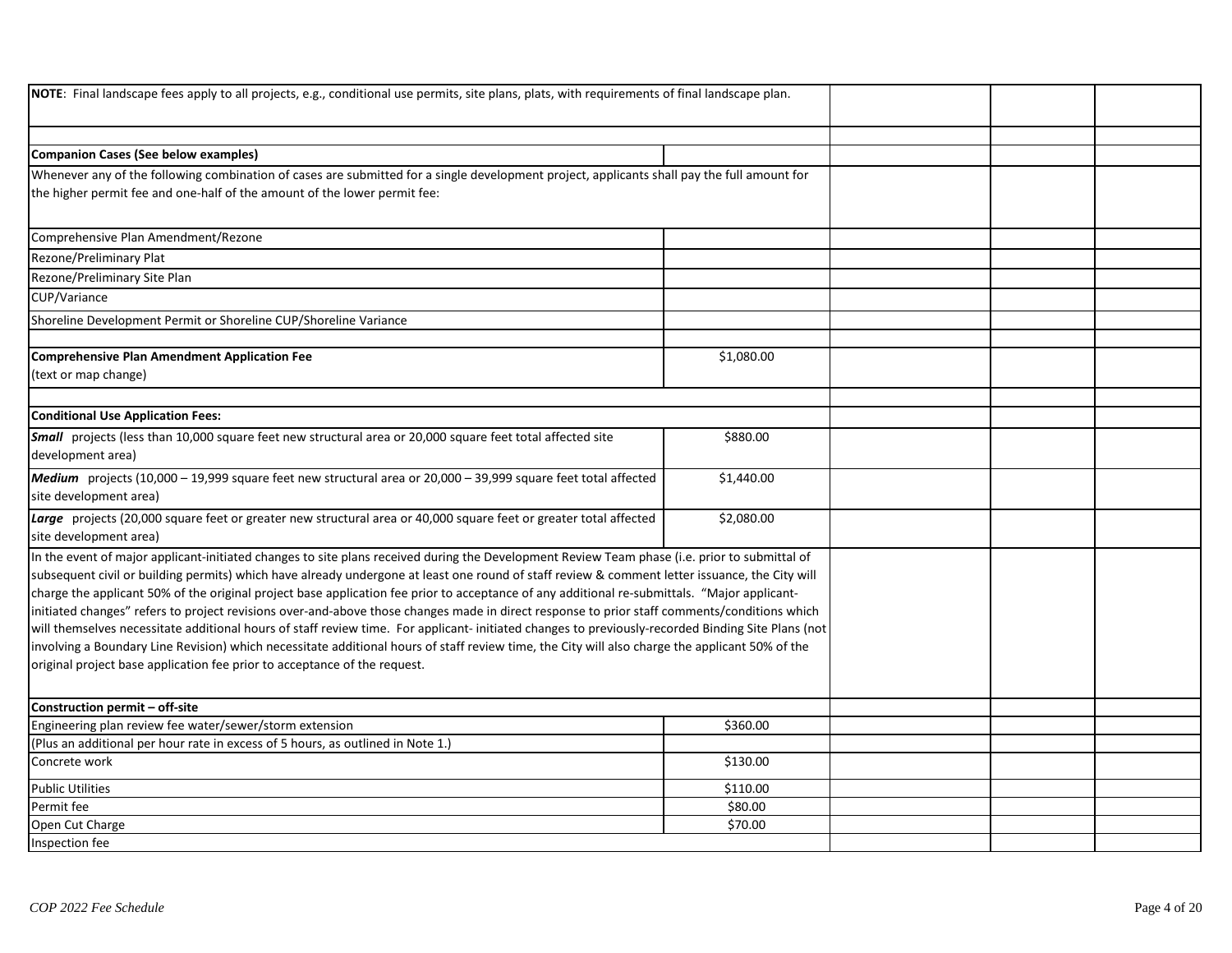| | | | | |
|---|---|---|---|---|
| **NOTE**: Final landscape fees apply to all projects, e.g., conditional use permits, site plans, plats, with requirements of final landscape plan. | | | | |
| | | | | |
| **Companion Cases (See below examples)** | | | | |
| Whenever any of the following combination of cases are submitted for a single development project, applicants shall pay the full amount for the higher permit fee and one-half of the amount of the lower permit fee: | | | | |
| Comprehensive Plan Amendment/Rezone | | | | |
| Rezone/Preliminary Plat | | | | |
| Rezone/Preliminary Site Plan | | | | |
| CUP/Variance | | | | |
| Shoreline Development Permit or Shoreline CUP/Shoreline Variance | | | | |
| | | | | |
| **Comprehensive Plan Amendment Application Fee** (text or map change) | $1,080.00 | | | |
| | | | | |
| **Conditional Use Application Fees:** | | | | |
| ***Small*** projects (less than 10,000 square feet new structural area or 20,000 square feet total affected site development area) | $880.00 | | | |
| ***Medium*** projects (10,000 – 19,999 square feet new structural area or 20,000 – 39,999 square feet total affected site development area) | $1,440.00 | | | |
| ***Large*** projects (20,000 square feet or greater new structural area or 40,000 square feet or greater total affected site development area) | $2,080.00 | | | |
| In the event of major applicant-initiated changes to site plans received during the Development Review Team phase (i.e. prior to submittal of subsequent civil or building permits) which have already undergone at least one round of staff review & comment letter issuance, the City will charge the applicant 50% of the original project base application fee prior to acceptance of any additional re-submittals. "Major applicant-initiated changes" refers to project revisions over-and-above those changes made in direct response to prior staff comments/conditions which will themselves necessitate additional hours of staff review time. For applicant- initiated changes to previously-recorded Binding Site Plans (not involving a Boundary Line Revision) which necessitate additional hours of staff review time, the City will also charge the applicant 50% of the original project base application fee prior to acceptance of the request. | | | | |
| **Construction permit – off-site** | | | | |
| Engineering plan review fee water/sewer/storm extension | $360.00 | | | |
| (Plus an additional per hour rate in excess of 5 hours, as outlined in Note 1.) | | | | |
| Concrete work | $130.00 | | | |
| Public Utilities | $110.00 | | | |
| Permit fee | $80.00 | | | |
| Open Cut Charge | $70.00 | | | |
| Inspection fee | | | | |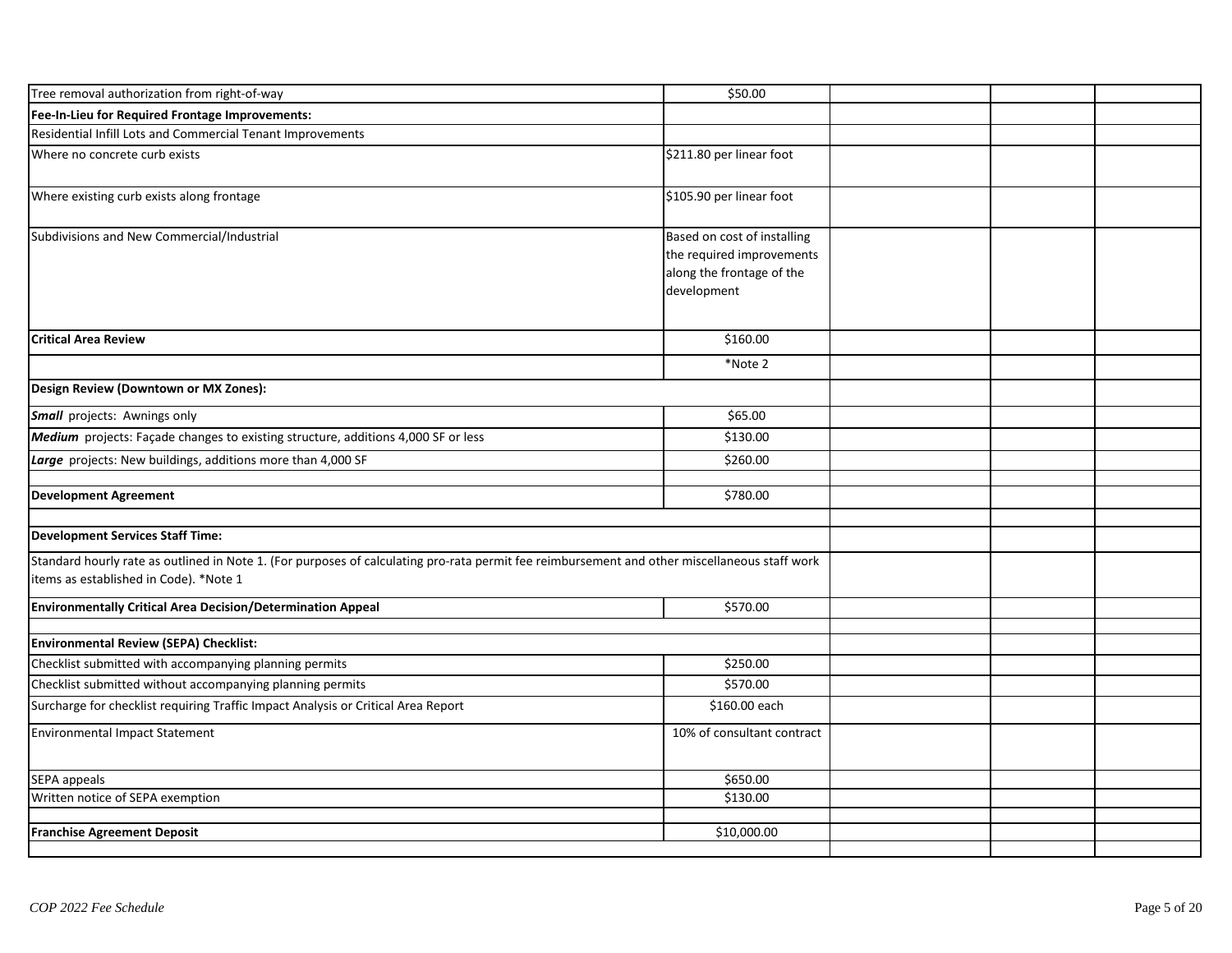| | | | | |
|---|---|---|---|---|
| Tree removal authorization from right-of-way | $50.00 | | | |
| **Fee-In-Lieu for Required Frontage Improvements:** | | | | |
| Residential Infill Lots and Commercial Tenant Improvements | | | | |
| Where no concrete curb exists | $211.80 per linear foot | | | |
| Where existing curb exists along frontage | $105.90 per linear foot | | | |
| Subdivisions and New Commercial/Industrial | Based on cost of installing the required improvements along the frontage of the development | | | |
| **Critical Area Review** | $160.00 | | | |
| | *Note 2 | | | |
| **Design Review (Downtown or MX Zones):** | | | | |
| ***Small*** projects: Awnings only | $65.00 | | | |
| ***Medium*** projects: Façade changes to existing structure, additions 4,000 SF or less | $130.00 | | | |
| ***Large*** projects: New buildings, additions more than 4,000 SF | $260.00 | | | |
| | | | | |
| **Development Agreement** | $780.00 | | | |
| | | | | |
| **Development Services Staff Time:** | | | | |
| Standard hourly rate as outlined in Note 1. (For purposes of calculating pro-rata permit fee reimbursement and other miscellaneous staff work items as established in Code). *Note 1 | | | | |
| **Environmentally Critical Area Decision/Determination Appeal** | $570.00 | | | |
| | | | | |
| **Environmental Review (SEPA) Checklist:** | | | | |
| Checklist submitted with accompanying planning permits | $250.00 | | | |
| Checklist submitted without accompanying planning permits | $570.00 | | | |
| Surcharge for checklist requiring Traffic Impact Analysis or Critical Area Report | $160.00 each | | | |
| Environmental Impact Statement | 10% of consultant contract | | | |
| SEPA appeals | $650.00 | | | |
| Written notice of SEPA exemption | $130.00 | | | |
| | | | | |
| **Franchise Agreement Deposit** | $10,000.00 | | | |
| | | | | |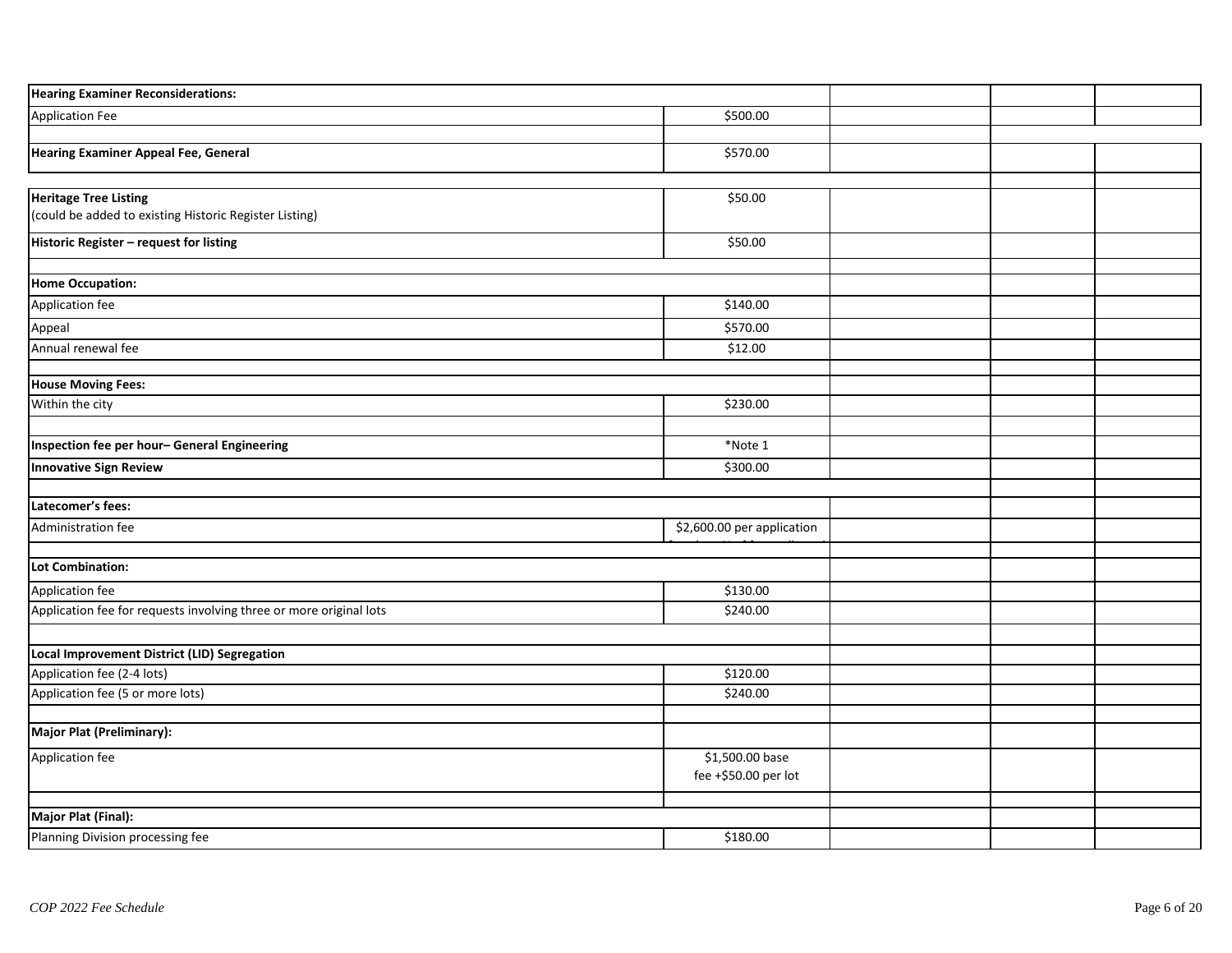| | | | | |
|---|---|---|---|---|
| **Hearing Examiner Reconsiderations:** | | | | |
| Application Fee | $500.00 | | | |
| | | | | |
| **Hearing Examiner Appeal Fee, General** | $570.00 | | | |
| | | | | |
| **Heritage Tree Listing**<br>(could be added to existing Historic Register Listing) | $50.00 | | | |
| **Historic Register – request for listing** | $50.00 | | | |
| | | | | |
| **Home Occupation:** | | | | |
| Application fee | $140.00 | | | |
| Appeal | $570.00 | | | |
| Annual renewal fee | $12.00 | | | |
| | | | | |
| **House Moving Fees:** | | | | |
| Within the city | $230.00 | | | |
| | | | | |
| **Inspection fee per hour– General Engineering** | *Note 1 | | | |
| **Innovative Sign Review** | $300.00 | | | |
| | | | | |
| **Latecomer's fees:** | | | | |
| Administration fee | $2,600.00 per application | | | |
| | | | | |
| **Lot Combination:** | | | | |
| Application fee | $130.00 | | | |
| Application fee for requests involving three or more original lots | $240.00 | | | |
| | | | | |
| **Local Improvement District (LID) Segregation** | | | | |
| Application fee (2-4 lots) | $120.00 | | | |
| Application fee (5 or more lots) | $240.00 | | | |
| | | | | |
| **Major Plat (Preliminary):** | | | | |
| Application fee | $1,500.00 base fee +$50.00 per lot | | | |
| | | | | |
| **Major Plat (Final):** | | | | |
| Planning Division processing fee | $180.00 | | | |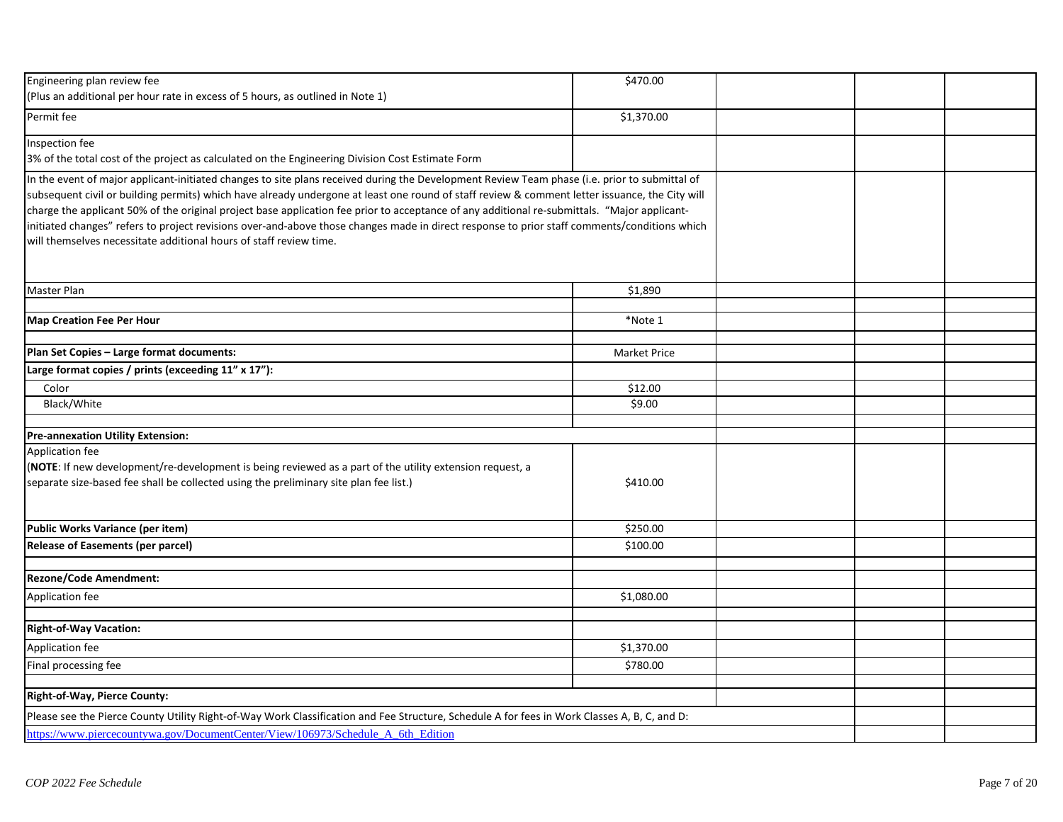| | | | | |
|---|---|---|---|---|
| Engineering plan review fee<br>(Plus an additional per hour rate in excess of 5 hours, as outlined in Note 1) | $470.00 | | | |
| Permit fee | $1,370.00 | | | |
| Inspection fee<br>3% of the total cost of the project as calculated on the Engineering Division Cost Estimate Form | | | | |
| In the event of major applicant-initiated changes to site plans received during the Development Review Team phase (i.e. prior to submittal of subsequent civil or building permits) which have already undergone at least one round of staff review & comment letter issuance, the City will charge the applicant 50% of the original project base application fee prior to acceptance of any additional re-submittals. "Major applicant-initiated changes" refers to project revisions over-and-above those changes made in direct response to prior staff comments/conditions which will themselves necessitate additional hours of staff review time. | | | | |
| Master Plan | $1,890 | | | |
| | | | | |
| **Map Creation Fee Per Hour** | *Note 1 | | | |
| | | | | |
| **Plan Set Copies – Large format documents:** | Market Price | | | |
| **Large format copies / prints (exceeding 11" x 17"):** | | | | |
| Color | $12.00 | | | |
| Black/White | $9.00 | | | |
| | | | | |
| **Pre-annexation Utility Extension:** | | | | |
| Application fee<br>(**NOTE**: If new development/re-development is being reviewed as a part of the utility extension request, a separate size-based fee shall be collected using the preliminary site plan fee list.) | $410.00 | | | |
| **Public Works Variance (per item)** | $250.00 | | | |
| **Release of Easements (per parcel)** | $100.00 | | | |
| | | | | |
| **Rezone/Code Amendment:** | | | | |
| Application fee | $1,080.00 | | | |
| | | | | |
| **Right-of-Way Vacation:** | | | | |
| Application fee | $1,370.00 | | | |
| Final processing fee | $780.00 | | | |
| | | | | |
| **Right-of-Way, Pierce County:** | | | | |
| Please see the Pierce County Utility Right-of-Way Work Classification and Fee Structure, Schedule A for fees in Work Classes A, B, C, and D: | | | | |
| https://www.piercecountywa.gov/DocumentCenter/View/106973/Schedule_A_6th_Edition | | | | |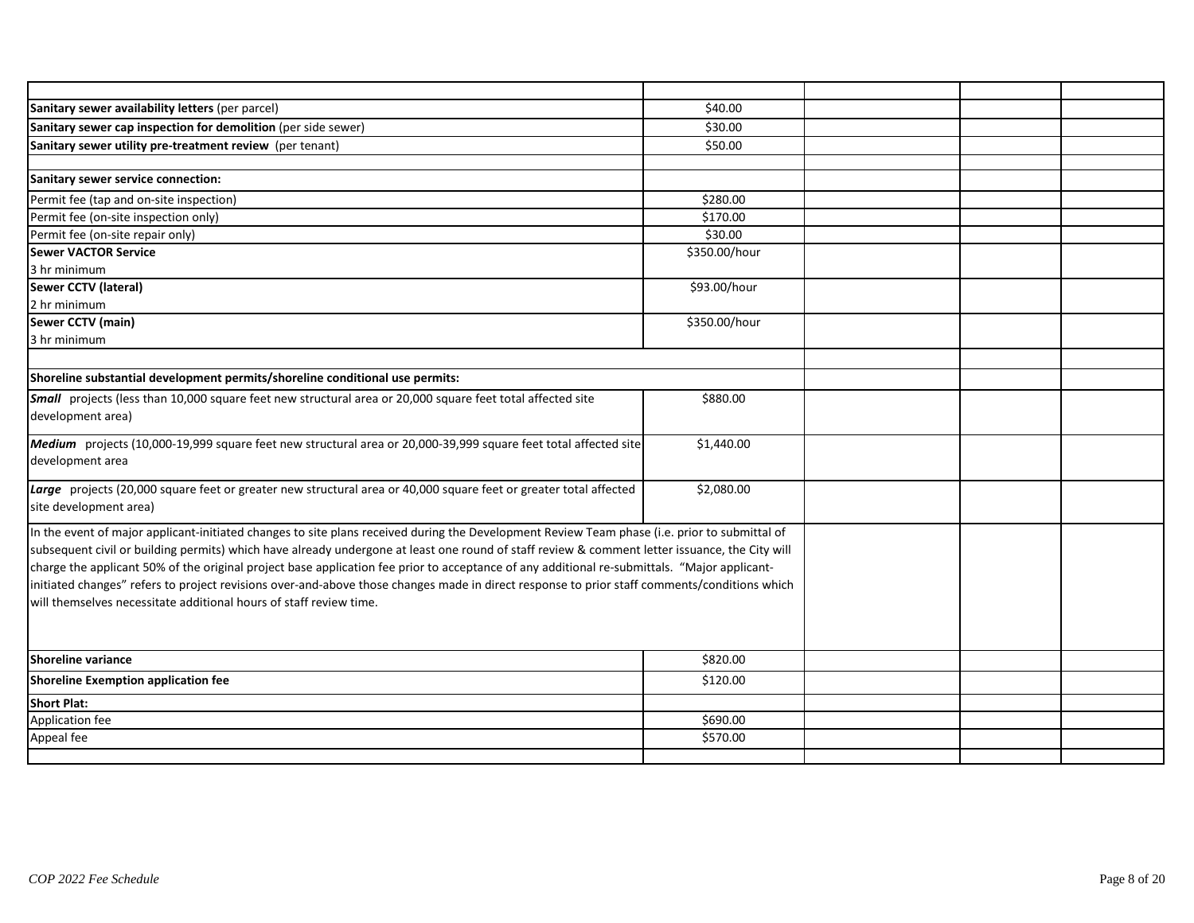| | | | | |
|---|---|---|---|---|
| **Sanitary sewer availability letters** (per parcel) | $40.00 | | | |
| **Sanitary sewer cap inspection for demolition** (per side sewer) | $30.00 | | | |
| **Sanitary sewer utility pre-treatment review** (per tenant) | $50.00 | | | |
| | | | | |
| **Sanitary sewer service connection:** | | | | |
| Permit fee (tap and on-site inspection) | $280.00 | | | |
| Permit fee (on-site inspection only) | $170.00 | | | |
| Permit fee (on-site repair only) | $30.00 | | | |
| **Sewer VACTOR Service**<br>3 hr minimum | $350.00/hour | | | |
| **Sewer CCTV (lateral)**<br>2 hr minimum | $93.00/hour | | | |
| **Sewer CCTV (main)**<br>3 hr minimum | $350.00/hour | | | |
| | | | | |
| **Shoreline substantial development permits/shoreline conditional use permits:** | | | | |
| ***Small*** projects (less than 10,000 square feet new structural area or 20,000 square feet total affected site development area) | $880.00 | | | |
| ***Medium*** projects (10,000-19,999 square feet new structural area or 20,000-39,999 square feet total affected site development area | $1,440.00 | | | |
| ***Large*** projects (20,000 square feet or greater new structural area or 40,000 square feet or greater total affected site development area) | $2,080.00 | | | |
| In the event of major applicant-initiated changes to site plans received during the Development Review Team phase (i.e. prior to submittal of subsequent civil or building permits) which have already undergone at least one round of staff review & comment letter issuance, the City will charge the applicant 50% of the original project base application fee prior to acceptance of any additional re-submittals. "Major applicant-initiated changes" refers to project revisions over-and-above those changes made in direct response to prior staff comments/conditions which will themselves necessitate additional hours of staff review time. | | | | |
| **Shoreline variance** | $820.00 | | | |
| **Shoreline Exemption application fee** | $120.00 | | | |
| **Short Plat:** | | | | |
| Application fee | $690.00 | | | |
| Appeal fee | $570.00 | | | |
| | | | | |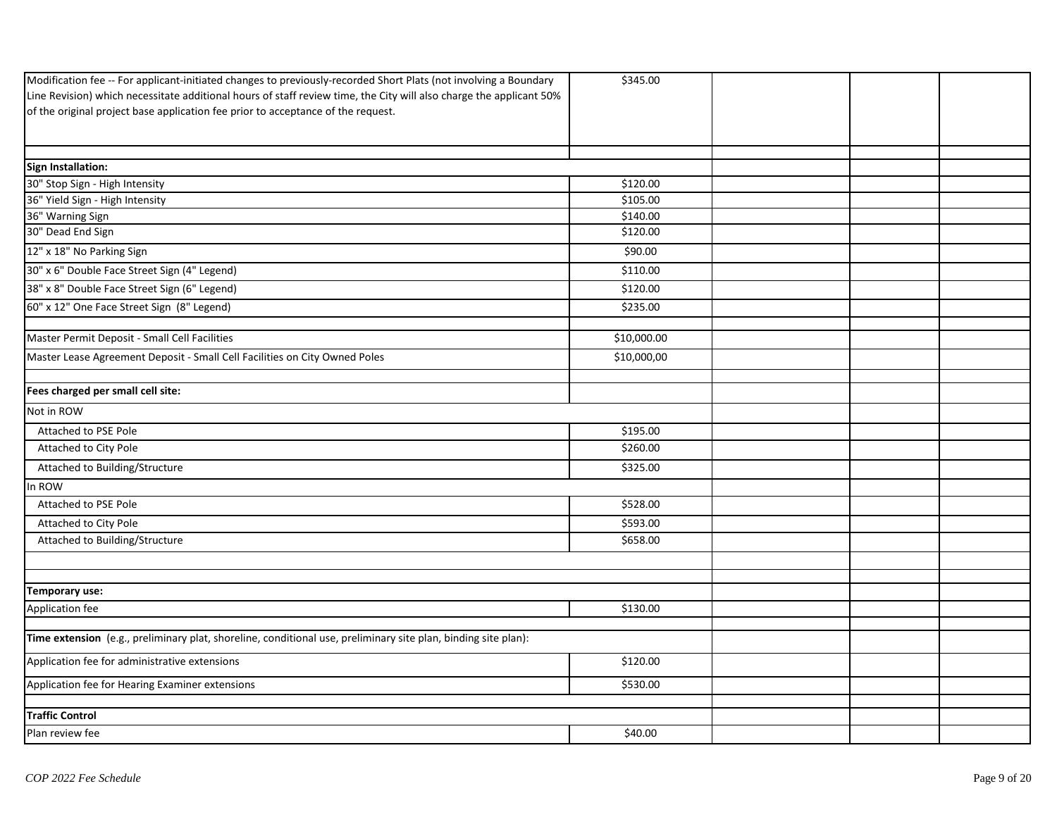| | | | | |
|---|---|---|---|---|
| Modification fee -- For applicant-initiated changes to previously-recorded Short Plats (not involving a Boundary Line Revision) which necessitate additional hours of staff review time, the City will also charge the applicant 50% of the original project base application fee prior to acceptance of the request. | $345.00 | | | |
| | | | | |
| **Sign Installation:** | | | | |
| 30" Stop Sign - High Intensity | $120.00 | | | |
| 36" Yield Sign - High Intensity | $105.00 | | | |
| 36" Warning Sign | $140.00 | | | |
| 30" Dead End Sign | $120.00 | | | |
| 12" x 18" No Parking Sign | $90.00 | | | |
| 30" x 6" Double Face Street Sign (4" Legend) | $110.00 | | | |
| 38" x 8" Double Face Street Sign (6" Legend) | $120.00 | | | |
| 60" x 12" One Face Street Sign (8" Legend) | $235.00 | | | |
| | | | | |
| Master Permit Deposit - Small Cell Facilities | $10,000.00 | | | |
| Master Lease Agreement Deposit - Small Cell Facilities on City Owned Poles | $10,000,00 | | | |
| | | | | |
| **Fees charged per small cell site:** | | | | |
| Not in ROW | | | | |
| Attached to PSE Pole | $195.00 | | | |
| Attached to City Pole | $260.00 | | | |
| Attached to Building/Structure | $325.00 | | | |
| In ROW | | | | |
| Attached to PSE Pole | $528.00 | | | |
| Attached to City Pole | $593.00 | | | |
| Attached to Building/Structure | $658.00 | | | |
| | | | | |
| | | | | |
| **Temporary use:** | | | | |
| Application fee | $130.00 | | | |
| | | | | |
| **Time extension** (e.g., preliminary plat, shoreline, conditional use, preliminary site plan, binding site plan): | | | | |
| Application fee for administrative extensions | $120.00 | | | |
| Application fee for Hearing Examiner extensions | $530.00 | | | |
| | | | | |
| **Traffic Control** | | | | |
| Plan review fee | $40.00 | | | |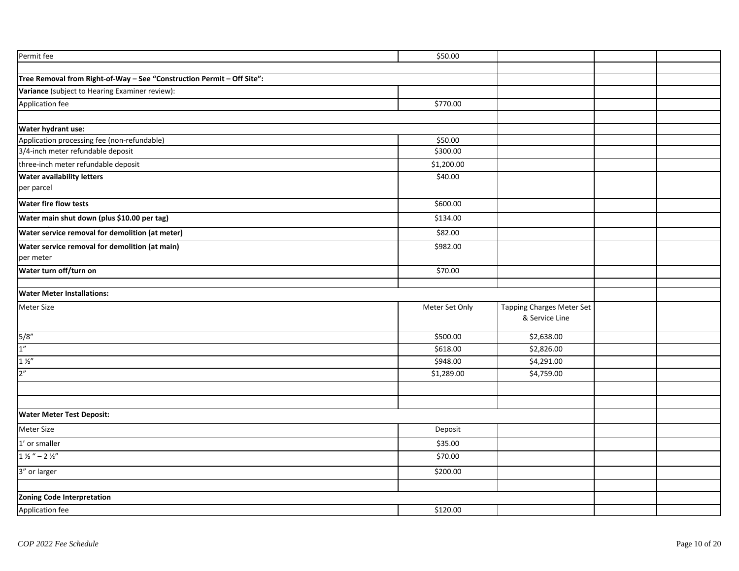| | | | | |
|---|---|---|---|---|
| Permit fee | $50.00 | | | |
| | | | | |
| **Tree Removal from Right-of-Way – See "Construction Permit – Off Site":** | | | | |
| **Variance** (subject to Hearing Examiner review): | | | | |
| Application fee | $770.00 | | | |
| | | | | |
| **Water hydrant use:** | | | | |
| Application processing fee (non-refundable) | $50.00 | | | |
| 3/4-inch meter refundable deposit | $300.00 | | | |
| three-inch meter refundable deposit | $1,200.00 | | | |
| **Water availability letters** per parcel | $40.00 | | | |
| **Water fire flow tests** | $600.00 | | | |
| **Water main shut down (plus $10.00 per tag)** | $134.00 | | | |
| **Water service removal for demolition (at meter)** | $82.00 | | | |
| **Water service removal for demolition (at main)** per meter | $982.00 | | | |
| **Water turn off/turn on** | $70.00 | | | |
| | | | | |
| **Water Meter Installations:** | | | | |
| Meter Size | Meter Set Only | Tapping Charges Meter Set & Service Line | | |
| 5/8" | $500.00 | $2,638.00 | | |
| 1" | $618.00 | $2,826.00 | | |
| 1 ½" | $948.00 | $4,291.00 | | |
| 2" | $1,289.00 | $4,759.00 | | |
| | | | | |
| | | | | |
| **Water Meter Test Deposit:** | | | | |
| Meter Size | Deposit | | | |
| 1' or smaller | $35.00 | | | |
| 1 ½ " – 2 ½" | $70.00 | | | |
| 3" or larger | $200.00 | | | |
| | | | | |
| **Zoning Code Interpretation** | | | | |
| Application fee | $120.00 | | | |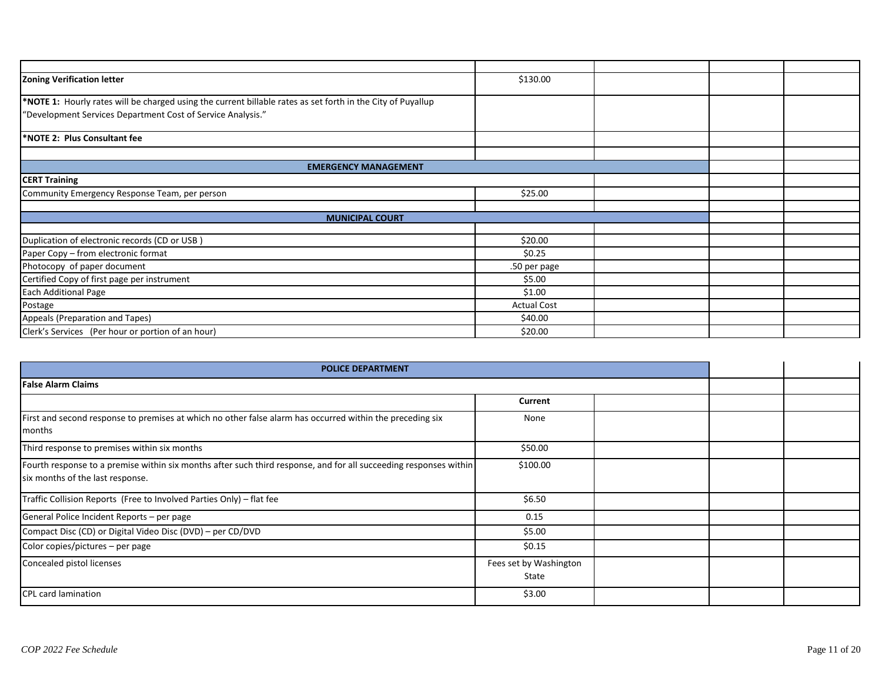| | | | | |
|---|---|---|---|---|
| **Zoning Verification letter** | $130.00 | | | |
| ***NOTE 1:** Hourly rates will be charged using the current billable rates as set forth in the City of Puyallup "Development Services Department Cost of Service Analysis." | | | | |
| ***NOTE 2: Plus Consultant fee** | | | | |
| | | | | |
| **EMERGENCY MANAGEMENT** | | | | |
| **CERT Training** | | | | |
| Community Emergency Response Team, per person | $25.00 | | | |
| | | | | |
| **MUNICIPAL COURT** | | | | |
| | | | | |
| Duplication of electronic records (CD or USB ) | $20.00 | | | |
| Paper Copy – from electronic format | $0.25 | | | |
| Photocopy of paper document | .50 per page | | | |
| Certified Copy of first page per instrument | $5.00 | | | |
| Each Additional Page | $1.00 | | | |
| Postage | Actual Cost | | | |
| Appeals (Preparation and Tapes) | $40.00 | | | |
| Clerk's Services (Per hour or portion of an hour) | $20.00 | | | |

| **POLICE DEPARTMENT** | | | | |
|---|---|---|---|---|
| **False Alarm Claims** | | | | |
| | **Current** | | | |
| First and second response to premises at which no other false alarm has occurred within the preceding six months | None | | | |
| Third response to premises within six months | $50.00 | | | |
| Fourth response to a premise within six months after such third response, and for all succeeding responses within six months of the last response. | $100.00 | | | |
| Traffic Collision Reports (Free to Involved Parties Only) – flat fee | $6.50 | | | |
| General Police Incident Reports – per page | 0.15 | | | |
| Compact Disc (CD) or Digital Video Disc (DVD) – per CD/DVD | $5.00 | | | |
| Color copies/pictures – per page | $0.15 | | | |
| Concealed pistol licenses | Fees set by Washington State | | | |
| CPL card lamination | $3.00 | | | |

*COP 2022 Fee Schedule*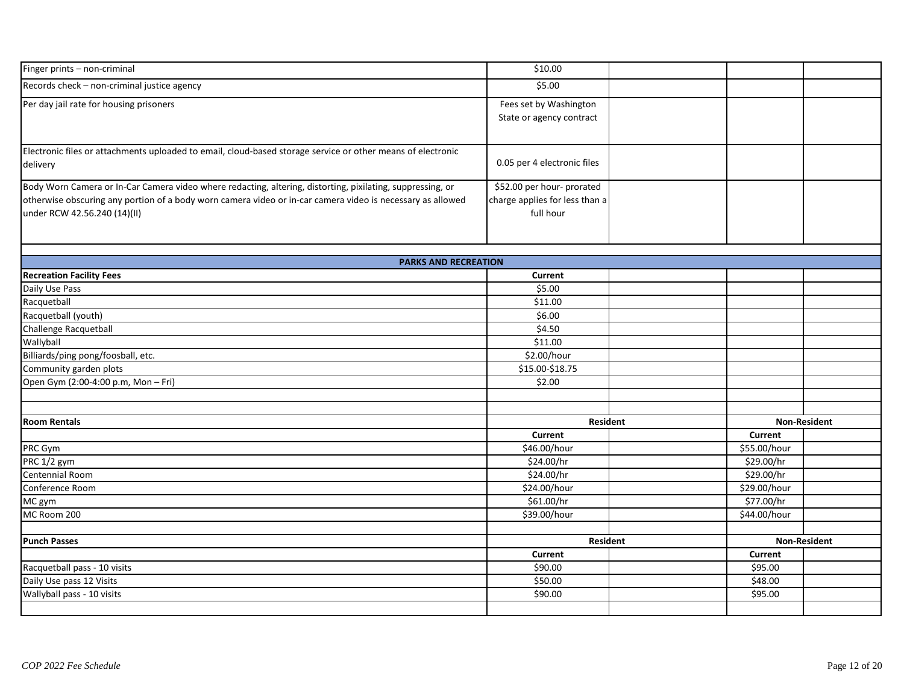| | | | | |
|---|---|---|---|---|
| Finger prints – non-criminal | $10.00 | | | |
| Records check – non-criminal justice agency | $5.00 | | | |
| Per day jail rate for housing prisoners | Fees set by Washington State or agency contract | | | |
| Electronic files or attachments uploaded to email, cloud-based storage service or other means of electronic delivery | 0.05 per 4 electronic files | | | |
| Body Worn Camera or In-Car Camera video where redacting, altering, distorting, pixilating, suppressing, or otherwise obscuring any portion of a body worn camera video or in-car camera video is necessary as allowed under RCW 42.56.240 (14)(II) | $52.00 per hour- prorated charge applies for less than a full hour | | | |

## PARKS AND RECREATION

| Recreation Facility Fees | Current | | | |
|---|---|---|---|---|
| Daily Use Pass | $5.00 | | | |
| Racquetball | $11.00 | | | |
| Racquetball (youth) | $6.00 | | | |
| Challenge Racquetball | $4.50 | | | |
| Wallyball | $11.00 | | | |
| Billiards/ping pong/foosball, etc. | $2.00/hour | | | |
| Community garden plots | $15.00-$18.75 | | | |
| Open Gym (2:00-4:00 p.m, Mon – Fri) | $2.00 | | | |

| Room Rentals | Resident | | Non-Resident | |
|---|---|---|---|---|
| | Current | | Current | |
| PRC Gym | $46.00/hour | | $55.00/hour | |
| PRC 1/2 gym | $24.00/hr | | $29.00/hr | |
| Centennial Room | $24.00/hr | | $29.00/hr | |
| Conference Room | $24.00/hour | | $29.00/hour | |
| MC gym | $61.00/hr | | $77.00/hr | |
| MC Room 200 | $39.00/hour | | $44.00/hour | |

| Punch Passes | Resident | | Non-Resident | |
|---|---|---|---|---|
| | Current | | Current | |
| Racquetball pass - 10 visits | $90.00 | | $95.00 | |
| Daily Use pass 12 Visits | $50.00 | | $48.00 | |
| Wallyball pass - 10 visits | $90.00 | | $95.00 | |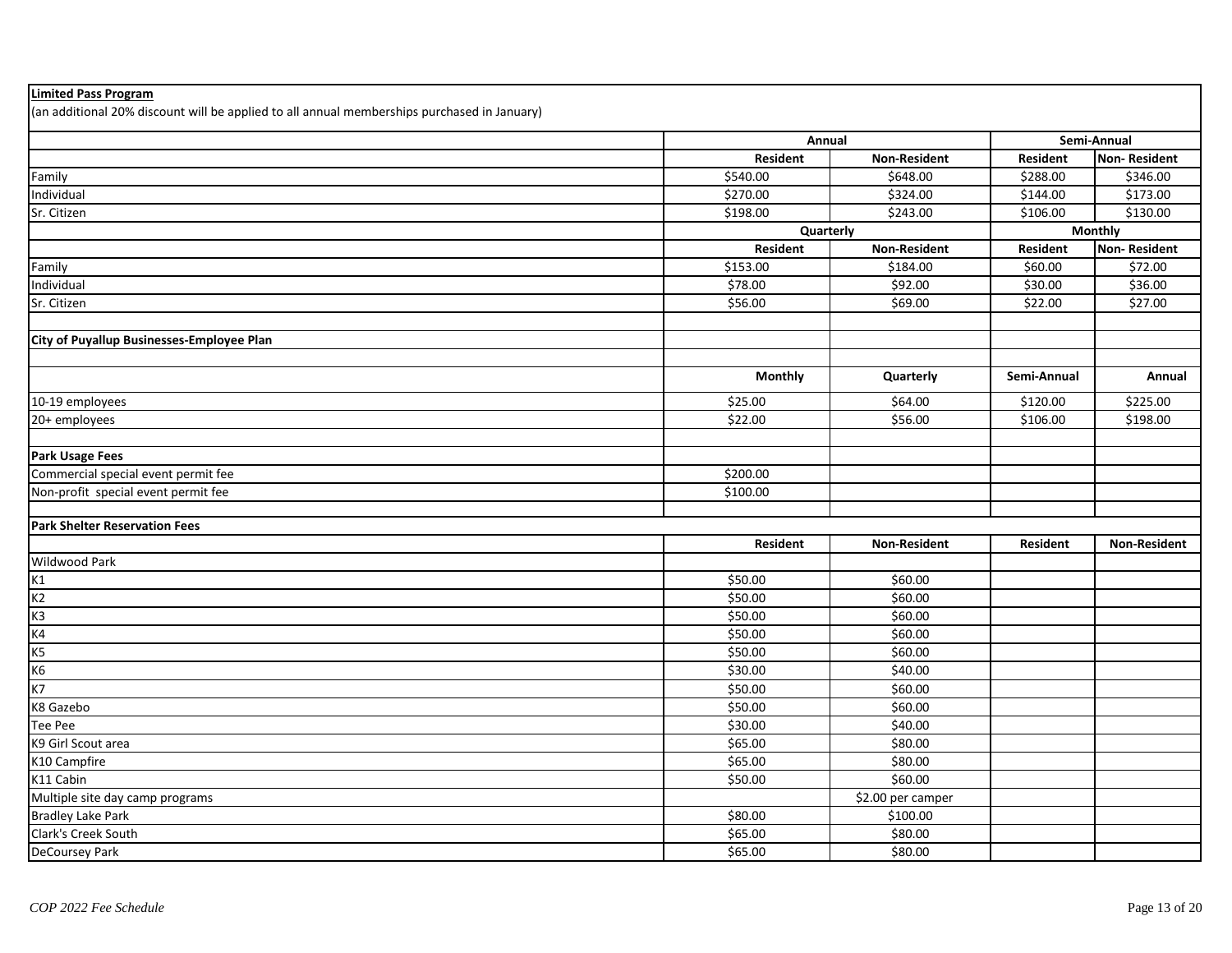**Limited Pass Program**

(an additional 20% discount will be applied to all annual memberships purchased in January)

| | Annual | | Semi-Annual | |
|---|---|---|---|---|
| | Resident | Non-Resident | Resident | Non- Resident |
| Family | $540.00 | $648.00 | $288.00 | $346.00 |
| Individual | $270.00 | $324.00 | $144.00 | $173.00 |
| Sr. Citizen | $198.00 | $243.00 | $106.00 | $130.00 |
| | Quarterly | | Monthly | |
| | Resident | Non-Resident | Resident | Non- Resident |
| Family | $153.00 | $184.00 | $60.00 | $72.00 |
| Individual | $78.00 | $92.00 | $30.00 | $36.00 |
| Sr. Citizen | $56.00 | $69.00 | $22.00 | $27.00 |

**City of Puyallup Businesses-Employee Plan**

| | Monthly | Quarterly | Semi-Annual | Annual |
|---|---|---|---|---|
| 10-19 employees | $25.00 | $64.00 | $120.00 | $225.00 |
| 20+ employees | $22.00 | $56.00 | $106.00 | $198.00 |

**Park Usage Fees**

| | | | | |
|---|---|---|---|---|
| Commercial special event permit fee | $200.00 | | | |
| Non-profit special event permit fee | $100.00 | | | |

**Park Shelter Reservation Fees**

| | Resident | Non-Resident | Resident | Non-Resident |
|---|---|---|---|---|
| Wildwood Park | | | | |
| K1 | $50.00 | $60.00 | | |
| K2 | $50.00 | $60.00 | | |
| K3 | $50.00 | $60.00 | | |
| K4 | $50.00 | $60.00 | | |
| K5 | $50.00 | $60.00 | | |
| K6 | $30.00 | $40.00 | | |
| K7 | $50.00 | $60.00 | | |
| K8 Gazebo | $50.00 | $60.00 | | |
| Tee Pee | $30.00 | $40.00 | | |
| K9 Girl Scout area | $65.00 | $80.00 | | |
| K10 Campfire | $65.00 | $80.00 | | |
| K11 Cabin | $50.00 | $60.00 | | |
| Multiple site day camp programs | | $2.00 per camper | | |
| Bradley Lake Park | $80.00 | $100.00 | | |
| Clark's Creek South | $65.00 | $80.00 | | |
| DeCoursey Park | $65.00 | $80.00 | | |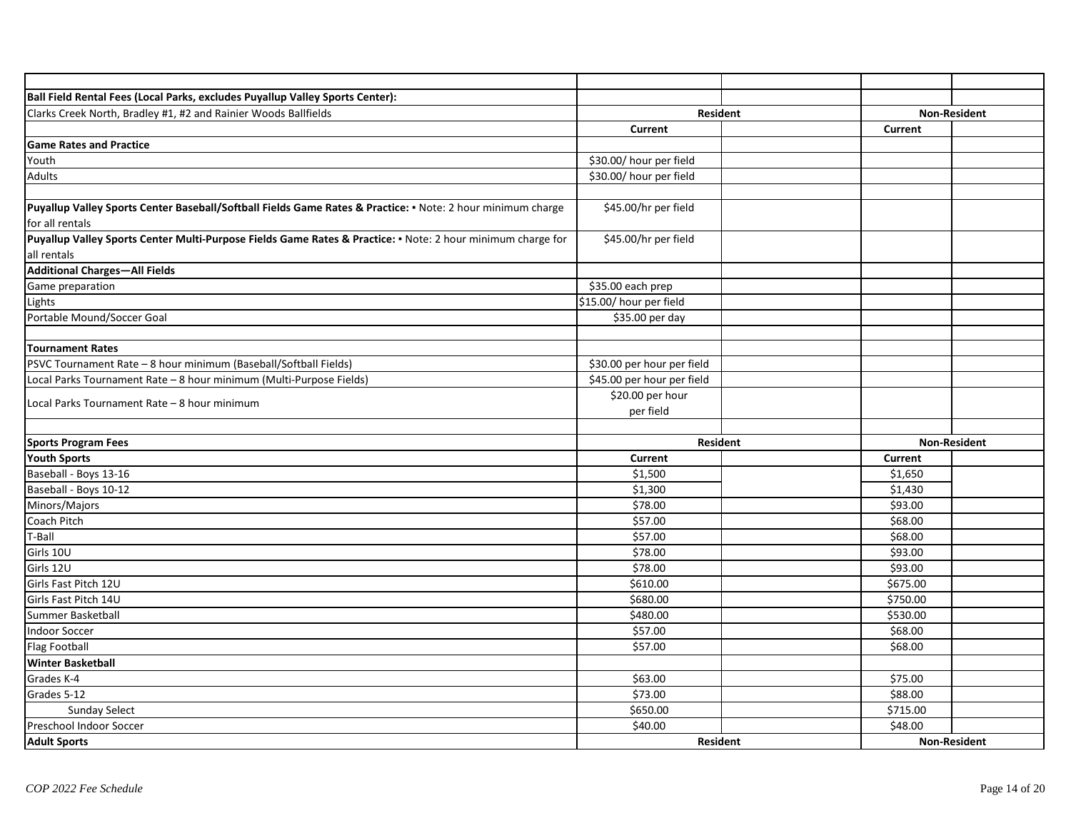| | | | | |
|---|---|---|---|---|
| **Ball Field Rental Fees (Local Parks, excludes Puyallup Valley Sports Center):** | | | | |
| Clarks Creek North, Bradley #1, #2 and Rainier Woods Ballfields | **Resident** | | **Non-Resident** | |
| | **Current** | | **Current** | |
| **Game Rates and Practice** | | | | |
| Youth | $30.00/ hour per field | | | |
| Adults | $30.00/ hour per field | | | |
| | | | | |
| **Puyallup Valley Sports Center Baseball/Softball Fields Game Rates & Practice:** ▪ Note: 2 hour minimum charge for all rentals | $45.00/hr per field | | | |
| **Puyallup Valley Sports Center Multi-Purpose Fields Game Rates & Practice:** ▪ Note: 2 hour minimum charge for all rentals | $45.00/hr per field | | | |
| **Additional Charges—All Fields** | | | | |
| Game preparation | $35.00 each prep | | | |
| Lights | $15.00/ hour per field | | | |
| Portable Mound/Soccer Goal | $35.00 per day | | | |
| | | | | |
| **Tournament Rates** | | | | |
| PSVC Tournament Rate – 8 hour minimum (Baseball/Softball Fields) | $30.00 per hour per field | | | |
| Local Parks Tournament Rate – 8 hour minimum (Multi-Purpose Fields) | $45.00 per hour per field | | | |
| Local Parks Tournament Rate – 8 hour minimum | $20.00 per hour per field | | | |
| | | | | |
| **Sports Program Fees** | **Resident** | | **Non-Resident** | |
| **Youth Sports** | **Current** | | **Current** | |
| Baseball - Boys 13-16 | $1,500 | | $1,650 | |
| Baseball - Boys 10-12 | $1,300 | | $1,430 | |
| Minors/Majors | $78.00 | | $93.00 | |
| Coach Pitch | $57.00 | | $68.00 | |
| T-Ball | $57.00 | | $68.00 | |
| Girls 10U | $78.00 | | $93.00 | |
| Girls 12U | $78.00 | | $93.00 | |
| Girls Fast Pitch 12U | $610.00 | | $675.00 | |
| Girls Fast Pitch 14U | $680.00 | | $750.00 | |
| Summer Basketball | $480.00 | | $530.00 | |
| Indoor Soccer | $57.00 | | $68.00 | |
| Flag Football | $57.00 | | $68.00 | |
| **Winter Basketball** | | | | |
| Grades K-4 | $63.00 | | $75.00 | |
| Grades 5-12 | $73.00 | | $88.00 | |
| Sunday Select | $650.00 | | $715.00 | |
| Preschool Indoor Soccer | $40.00 | | $48.00 | |
| **Adult Sports** | **Resident** | | **Non-Resident** | |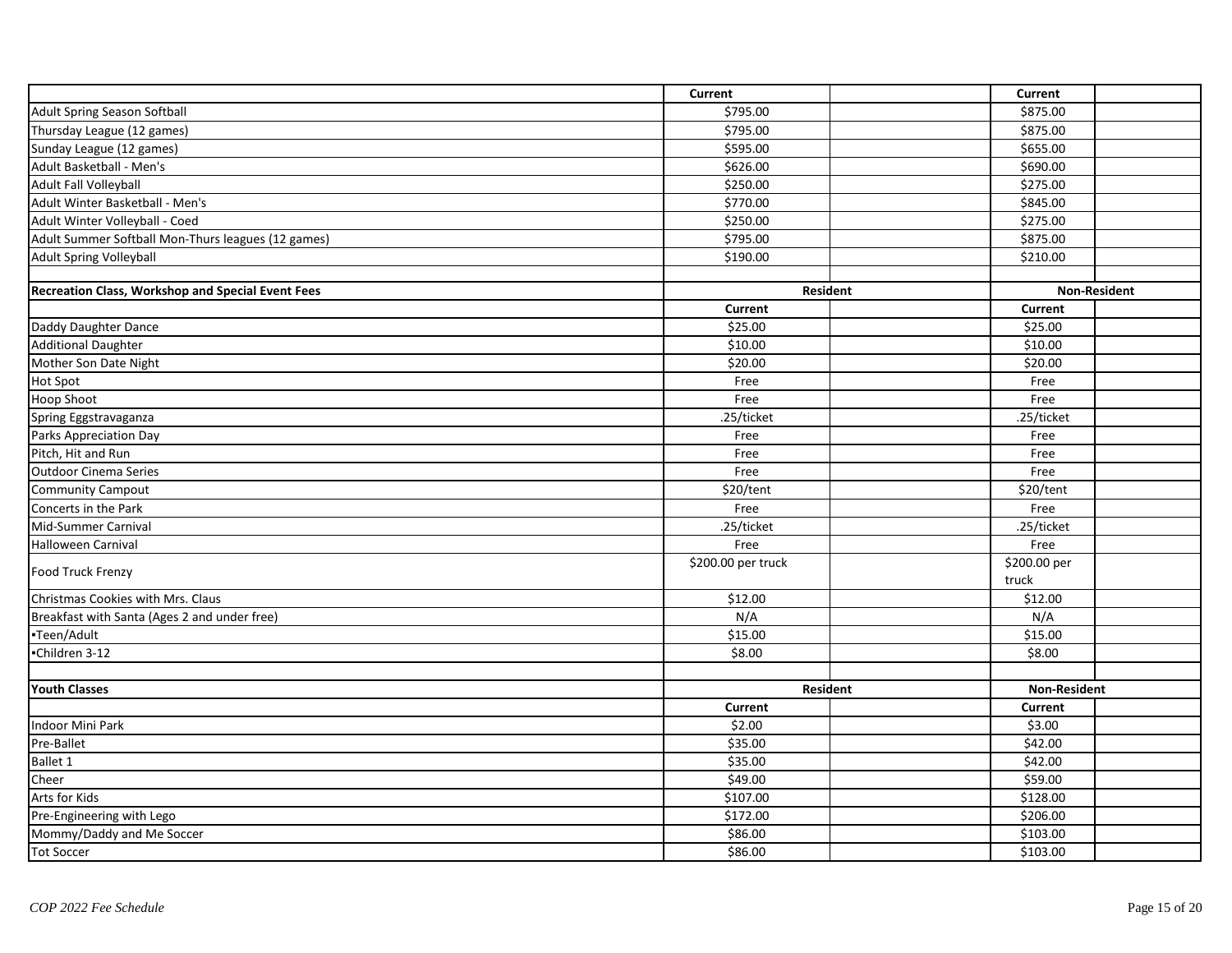| | Current | | Current | |
|---|---|---|---|---|
| Adult Spring Season Softball | $795.00 | | $875.00 | |
| Thursday League (12 games) | $795.00 | | $875.00 | |
| Sunday League (12 games) | $595.00 | | $655.00 | |
| Adult Basketball - Men's | $626.00 | | $690.00 | |
| Adult Fall Volleyball | $250.00 | | $275.00 | |
| Adult Winter Basketball - Men's | $770.00 | | $845.00 | |
| Adult Winter Volleyball - Coed | $250.00 | | $275.00 | |
| Adult Summer Softball Mon-Thurs leagues (12 games) | $795.00 | | $875.00 | |
| Adult Spring Volleyball | $190.00 | | $210.00 | |
| | | | | |
| **Recreation Class, Workshop and Special Event Fees** | **Resident** | | **Non-Resident** | |
| | **Current** | | **Current** | |
| Daddy Daughter Dance | $25.00 | | $25.00 | |
| Additional Daughter | $10.00 | | $10.00 | |
| Mother Son Date Night | $20.00 | | $20.00 | |
| Hot Spot | Free | | Free | |
| Hoop Shoot | Free | | Free | |
| Spring Eggstravaganza | .25/ticket | | .25/ticket | |
| Parks Appreciation Day | Free | | Free | |
| Pitch, Hit and Run | Free | | Free | |
| Outdoor Cinema Series | Free | | Free | |
| Community Campout | $20/tent | | $20/tent | |
| Concerts in the Park | Free | | Free | |
| Mid-Summer Carnival | .25/ticket | | .25/ticket | |
| Halloween Carnival | Free | | Free | |
| Food Truck Frenzy | $200.00 per truck | | $200.00 per truck | |
| Christmas Cookies with Mrs. Claus | $12.00 | | $12.00 | |
| Breakfast with Santa (Ages 2 and under free) | N/A | | N/A | |
| ▪Teen/Adult | $15.00 | | $15.00 | |
| ▪Children 3-12 | $8.00 | | $8.00 | |
| | | | | |
| **Youth Classes** | **Resident** | | **Non-Resident** | |
| | **Current** | | **Current** | |
| Indoor Mini Park | $2.00 | | $3.00 | |
| Pre-Ballet | $35.00 | | $42.00 | |
| Ballet 1 | $35.00 | | $42.00 | |
| Cheer | $49.00 | | $59.00 | |
| Arts for Kids | $107.00 | | $128.00 | |
| Pre-Engineering with Lego | $172.00 | | $206.00 | |
| Mommy/Daddy and Me Soccer | $86.00 | | $103.00 | |
| Tot Soccer | $86.00 | | $103.00 | |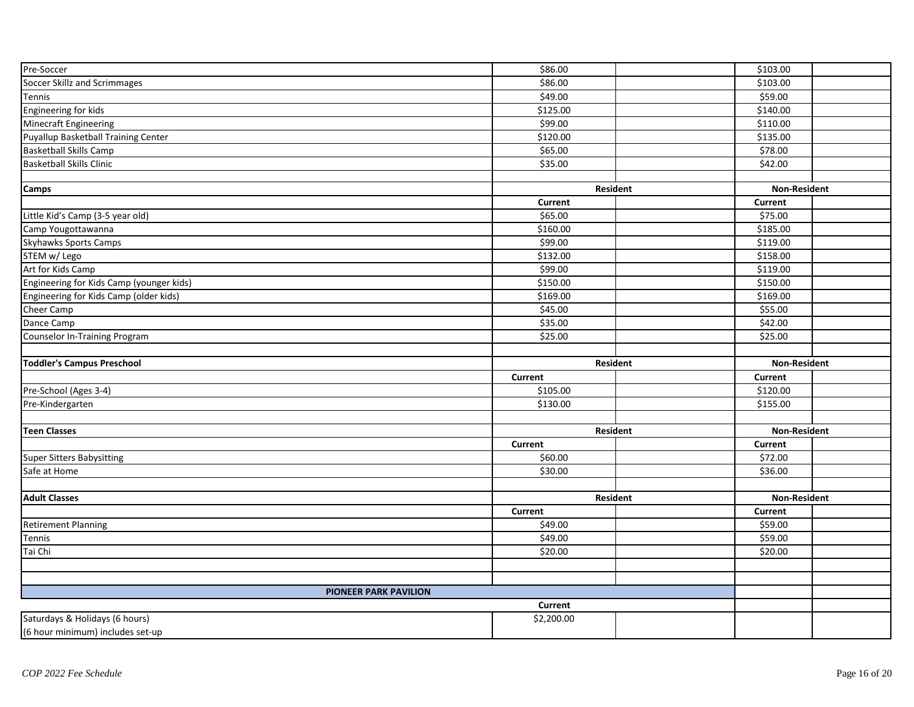| | | | | |
|---|---|---|---|---|
| Pre-Soccer | $86.00 | | $103.00 | |
| Soccer Skillz and Scrimmages | $86.00 | | $103.00 | |
| Tennis | $49.00 | | $59.00 | |
| Engineering for kids | $125.00 | | $140.00 | |
| Minecraft Engineering | $99.00 | | $110.00 | |
| Puyallup Basketball Training Center | $120.00 | | $135.00 | |
| Basketball Skills Camp | $65.00 | | $78.00 | |
| Basketball Skills Clinic | $35.00 | | $42.00 | |
| | | | | |
| **Camps** | **Resident** | | **Non-Resident** | |
| | **Current** | | **Current** | |
| Little Kid's Camp (3-5 year old) | $65.00 | | $75.00 | |
| Camp Yougottawanna | $160.00 | | $185.00 | |
| Skyhawks Sports Camps | $99.00 | | $119.00 | |
| STEM w/ Lego | $132.00 | | $158.00 | |
| Art for Kids Camp | $99.00 | | $119.00 | |
| Engineering for Kids Camp (younger kids) | $150.00 | | $150.00 | |
| Engineering for Kids Camp (older kids) | $169.00 | | $169.00 | |
| Cheer Camp | $45.00 | | $55.00 | |
| Dance Camp | $35.00 | | $42.00 | |
| Counselor In-Training Program | $25.00 | | $25.00 | |
| | | | | |
| **Toddler's Campus Preschool** | **Resident** | | **Non-Resident** | |
| | **Current** | | **Current** | |
| Pre-School (Ages 3-4) | $105.00 | | $120.00 | |
| Pre-Kindergarten | $130.00 | | $155.00 | |
| | | | | |
| **Teen Classes** | **Resident** | | **Non-Resident** | |
| | **Current** | | **Current** | |
| Super Sitters Babysitting | $60.00 | | $72.00 | |
| Safe at Home | $30.00 | | $36.00 | |
| | | | | |
| **Adult Classes** | **Resident** | | **Non-Resident** | |
| | **Current** | | **Current** | |
| Retirement Planning | $49.00 | | $59.00 | |
| Tennis | $49.00 | | $59.00 | |
| Tai Chi | $20.00 | | $20.00 | |
| | | | | |
| | | | | |
| **PIONEER PARK PAVILION** | | | | |
| | **Current** | | | |
| Saturdays & Holidays (6 hours)<br>(6 hour minimum) includes set-up | $2,200.00 | | | |

*COP 2022 Fee Schedule*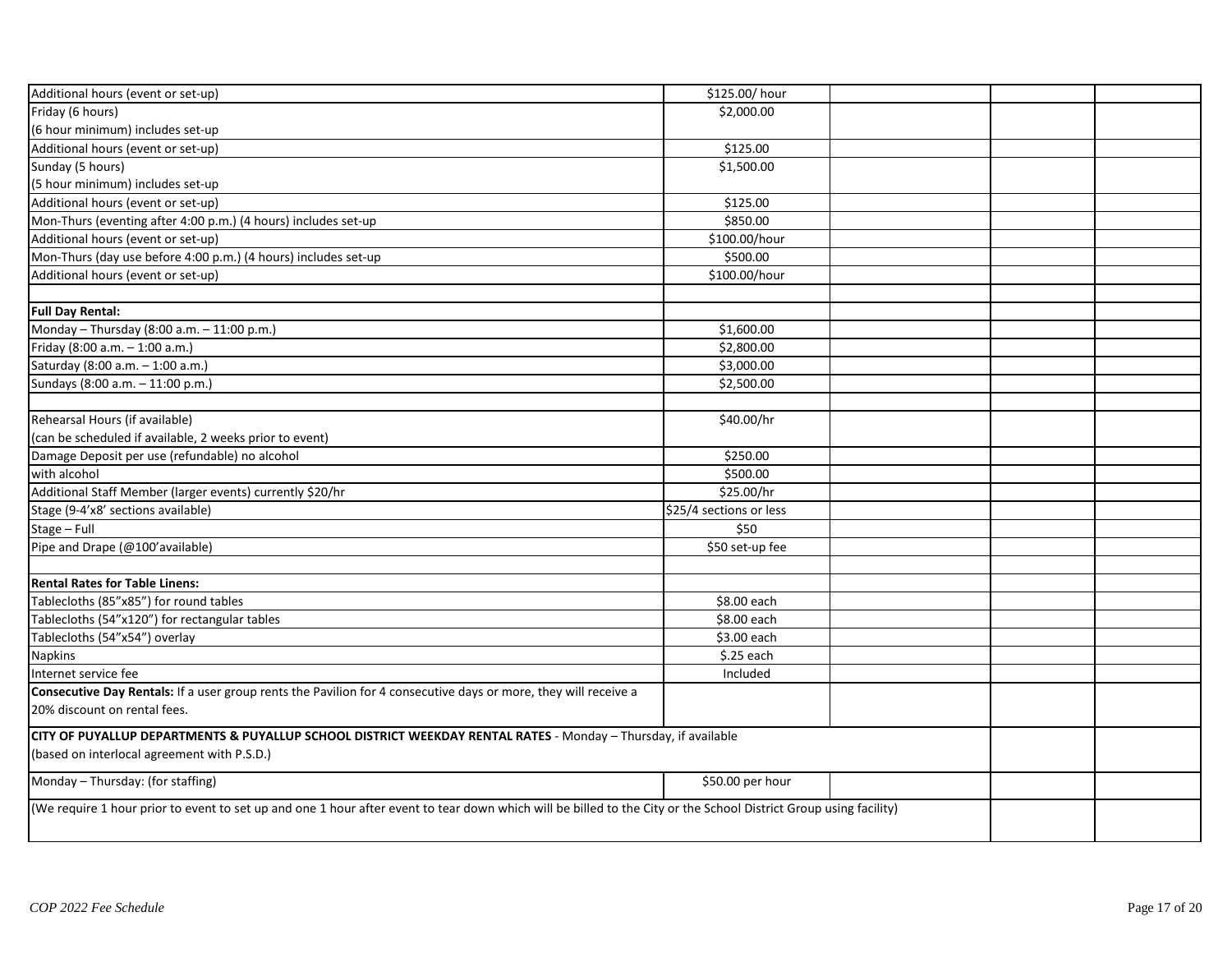| | | | | |
|---|---|---|---|---|
| Additional hours (event or set-up) | $125.00/ hour | | | |
| Friday (6 hours)<br>(6 hour minimum) includes set-up | $2,000.00 | | | |
| Additional hours (event or set-up) | $125.00 | | | |
| Sunday (5 hours)<br>(5 hour minimum) includes set-up | $1,500.00 | | | |
| Additional hours (event or set-up) | $125.00 | | | |
| Mon-Thurs (eventing after 4:00 p.m.) (4 hours) includes set-up | $850.00 | | | |
| Additional hours (event or set-up) | $100.00/hour | | | |
| Mon-Thurs (day use before 4:00 p.m.) (4 hours) includes set-up | $500.00 | | | |
| Additional hours (event or set-up) | $100.00/hour | | | |
| | | | | |
| **Full Day Rental:** | | | | |
| Monday – Thursday (8:00 a.m. – 11:00 p.m.) | $1,600.00 | | | |
| Friday (8:00 a.m. – 1:00 a.m.) | $2,800.00 | | | |
| Saturday (8:00 a.m. – 1:00 a.m.) | $3,000.00 | | | |
| Sundays (8:00 a.m. – 11:00 p.m.) | $2,500.00 | | | |
| | | | | |
| Rehearsal Hours (if available)<br>(can be scheduled if available, 2 weeks prior to event) | $40.00/hr | | | |
| Damage Deposit per use (refundable) no alcohol | $250.00 | | | |
| with alcohol | $500.00 | | | |
| Additional Staff Member (larger events) currently $20/hr | $25.00/hr | | | |
| Stage (9-4'x8' sections available) | $25/4 sections or less | | | |
| Stage – Full | $50 | | | |
| Pipe and Drape (@100'available) | $50 set-up fee | | | |
| | | | | |
| **Rental Rates for Table Linens:** | | | | |
| Tablecloths (85"x85") for round tables | $8.00 each | | | |
| Tablecloths (54"x120") for rectangular tables | $8.00 each | | | |
| Tablecloths (54"x54") overlay | $3.00 each | | | |
| Napkins | $.25 each | | | |
| Internet service fee | Included | | | |
| **Consecutive Day Rentals:** If a user group rents the Pavilion for 4 consecutive days or more, they will receive a 20% discount on rental fees. | | | | |
| **CITY OF PUYALLUP DEPARTMENTS & PUYALLUP SCHOOL DISTRICT WEEKDAY RENTAL RATES** - Monday – Thursday, if available<br>(based on interlocal agreement with P.S.D.) | | | | |
| Monday – Thursday: (for staffing) | $50.00 per hour | | | |
| (We require 1 hour prior to event to set up and one 1 hour after event to tear down which will be billed to the City or the School District Group using facility) | | | | |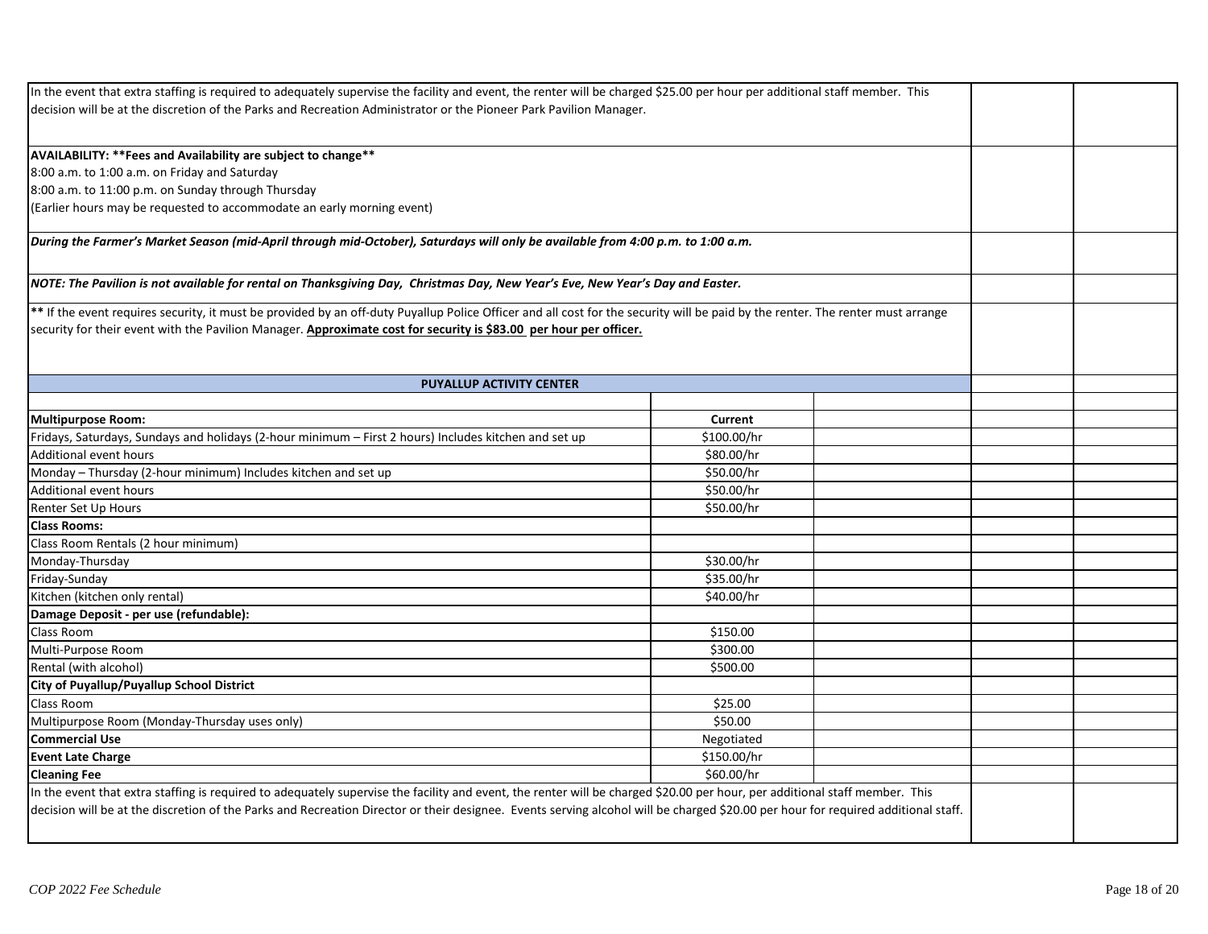In the event that extra staffing is required to adequately supervise the facility and event, the renter will be charged $25.00 per hour per additional staff member. This decision will be at the discretion of the Parks and Recreation Administrator or the Pioneer Park Pavilion Manager.

**AVAILABILITY: **Fees and Availability are subject to change****

8:00 a.m. to 1:00 a.m. on Friday and Saturday
8:00 a.m. to 11:00 p.m. on Sunday through Thursday
(Earlier hours may be requested to accommodate an early morning event)

***During the Farmer's Market Season (mid-April through mid-October), Saturdays will only be available from 4:00 p.m. to 1:00 a.m.***

***NOTE: The Pavilion is not available for rental on Thanksgiving Day, Christmas Day, New Year's Eve, New Year's Day and Easter.***

** If the event requires security, it must be provided by an off-duty Puyallup Police Officer and all cost for the security will be paid by the renter. The renter must arrange security for their event with the Pavilion Manager. **Approximate cost for security is $83.00 per hour per officer.**

## PUYALLUP ACTIVITY CENTER

| **Multipurpose Room:** | **Current** | | | |
|---|---|---|---|---|
| Fridays, Saturdays, Sundays and holidays (2-hour minimum – First 2 hours) Includes kitchen and set up | $100.00/hr | | | |
| Additional event hours | $80.00/hr | | | |
| Monday – Thursday (2-hour minimum) Includes kitchen and set up | $50.00/hr | | | |
| Additional event hours | $50.00/hr | | | |
| Renter Set Up Hours | $50.00/hr | | | |
| **Class Rooms:** | | | | |
| Class Room Rentals (2 hour minimum) | | | | |
| Monday-Thursday | $30.00/hr | | | |
| Friday-Sunday | $35.00/hr | | | |
| Kitchen (kitchen only rental) | $40.00/hr | | | |
| **Damage Deposit - per use (refundable):** | | | | |
| Class Room | $150.00 | | | |
| Multi-Purpose Room | $300.00 | | | |
| Rental (with alcohol) | $500.00 | | | |
| **City of Puyallup/Puyallup School District** | | | | |
| Class Room | $25.00 | | | |
| Multipurpose Room (Monday-Thursday uses only) | $50.00 | | | |
| **Commercial Use** | Negotiated | | | |
| **Event Late Charge** | $150.00/hr | | | |
| **Cleaning Fee** | $60.00/hr | | | |

In the event that extra staffing is required to adequately supervise the facility and event, the renter will be charged $20.00 per hour, per additional staff member. This decision will be at the discretion of the Parks and Recreation Director or their designee. Events serving alcohol will be charged $20.00 per hour for required additional staff.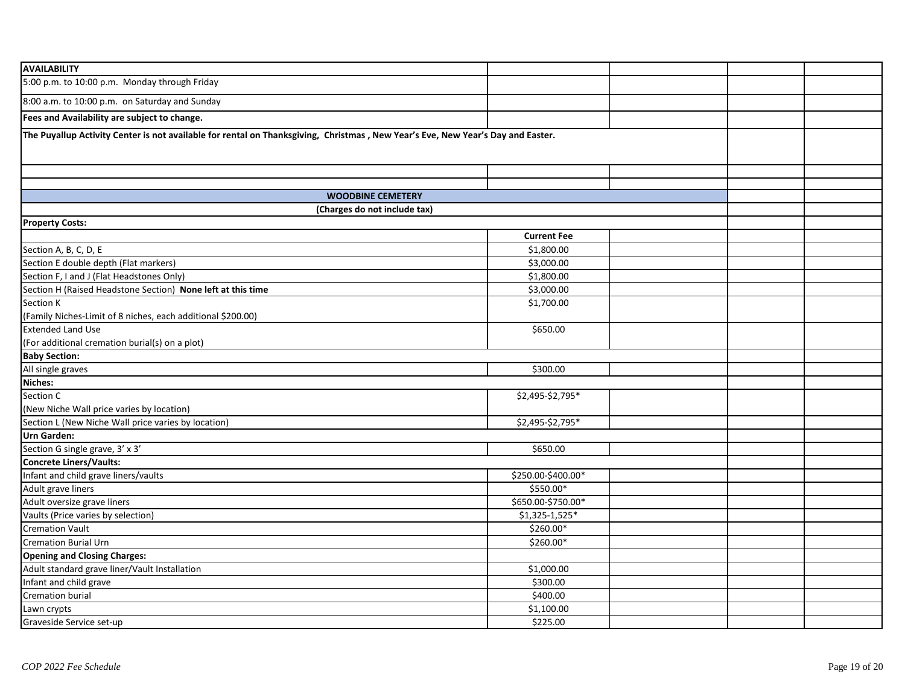| AVAILABILITY | | | | |
|---|---|---|---|---|
| 5:00 p.m. to 10:00 p.m. Monday through Friday | | | | |
| 8:00 a.m. to 10:00 p.m. on Saturday and Sunday | | | | |
| **Fees and Availability are subject to change.** | | | | |
| **The Puyallup Activity Center is not available for rental on Thanksgiving, Christmas , New Year's Eve, New Year's Day and Easter.** | | | | |

| **WOODBINE CEMETERY** | | | | |
|---|---|---|---|---|
| **(Charges do not include tax)** | | | | |
| **Property Costs:** | | | | |
| | **Current Fee** | | | |
| Section A, B, C, D, E | $1,800.00 | | | |
| Section E double depth (Flat markers) | $3,000.00 | | | |
| Section F, I and J (Flat Headstones Only) | $1,800.00 | | | |
| Section H (Raised Headstone Section) **None left at this time** | $3,000.00 | | | |
| Section K<br>(Family Niches-Limit of 8 niches, each additional $200.00) | $1,700.00 | | | |
| Extended Land Use<br>(For additional cremation burial(s) on a plot) | $650.00 | | | |
| **Baby Section:** | | | | |
| All single graves | $300.00 | | | |
| **Niches:** | | | | |
| Section C<br>(New Niche Wall price varies by location) | $2,495-$2,795* | | | |
| Section L (New Niche Wall price varies by location) | $2,495-$2,795* | | | |
| **Urn Garden:** | | | | |
| Section G single grave, 3' x 3' | $650.00 | | | |
| **Concrete Liners/Vaults:** | | | | |
| Infant and child grave liners/vaults | $250.00-$400.00* | | | |
| Adult grave liners | $550.00* | | | |
| Adult oversize grave liners | $650.00-$750.00* | | | |
| Vaults (Price varies by selection) | $1,325-1,525* | | | |
| Cremation Vault | $260.00* | | | |
| Cremation Burial Urn | $260.00* | | | |
| **Opening and Closing Charges:** | | | | |
| Adult standard grave liner/Vault Installation | $1,000.00 | | | |
| Infant and child grave | $300.00 | | | |
| Cremation burial | $400.00 | | | |
| Lawn crypts | $1,100.00 | | | |
| Graveside Service set-up | $225.00 | | | |

*COP 2022 Fee Schedule*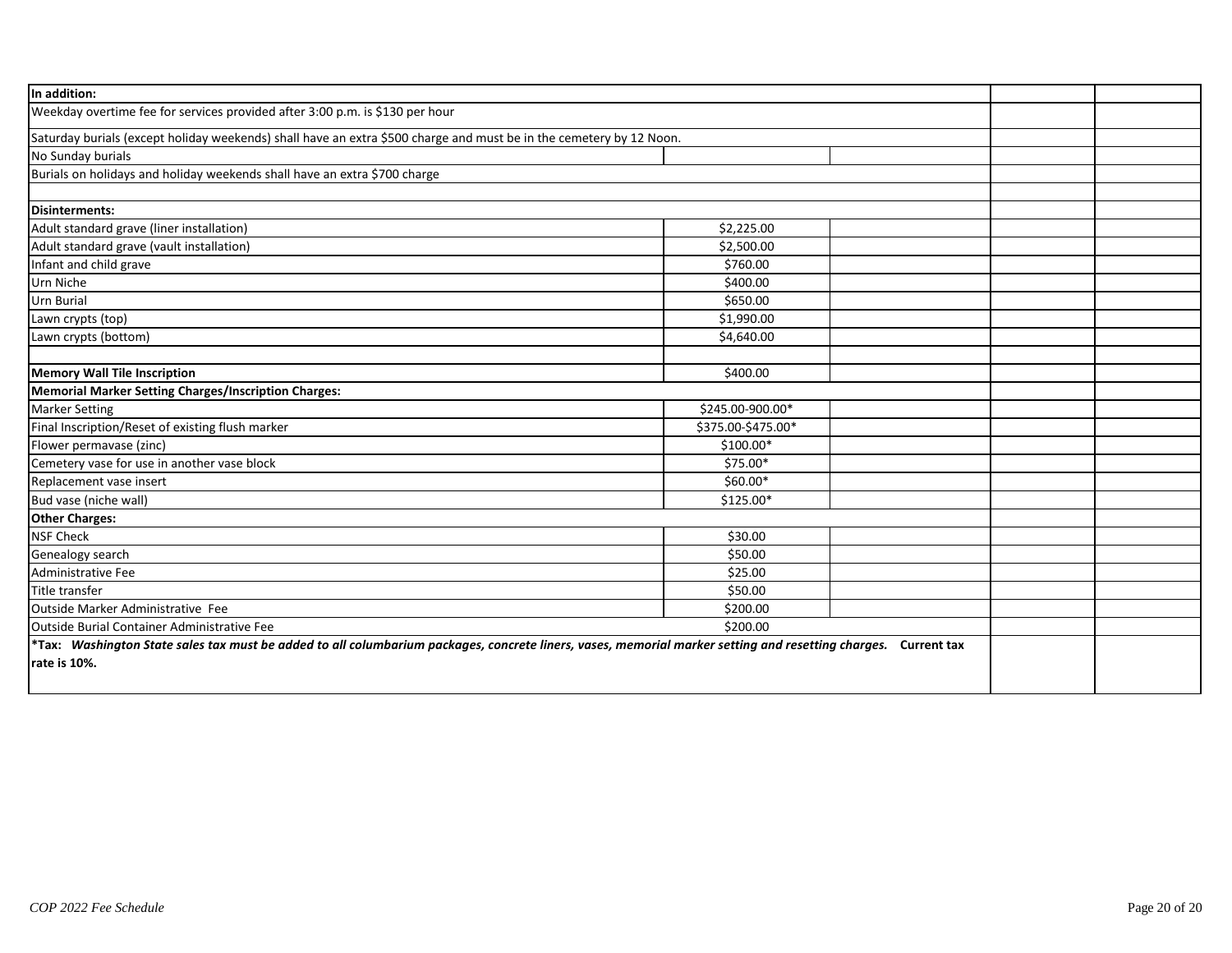| | | | | |
|---|---|---|---|---|
| **In addition:** | | | | |
| Weekday overtime fee for services provided after 3:00 p.m. is $130 per hour | | | | |
| Saturday burials (except holiday weekends) shall have an extra $500 charge and must be in the cemetery by 12 Noon. | | | | |
| No Sunday burials | | | | |
| Burials on holidays and holiday weekends shall have an extra $700 charge | | | | |
| | | | | |
| **Disinterments:** | | | | |
| Adult standard grave (liner installation) | $2,225.00 | | | |
| Adult standard grave (vault installation) | $2,500.00 | | | |
| Infant and child grave | $760.00 | | | |
| Urn Niche | $400.00 | | | |
| Urn Burial | $650.00 | | | |
| Lawn crypts (top) | $1,990.00 | | | |
| Lawn crypts (bottom) | $4,640.00 | | | |
| | | | | |
| **Memory Wall Tile Inscription** | $400.00 | | | |
| **Memorial Marker Setting Charges/Inscription Charges:** | | | | |
| Marker Setting | $245.00-900.00* | | | |
| Final Inscription/Reset of existing flush marker | $375.00-$475.00* | | | |
| Flower permavase (zinc) | $100.00* | | | |
| Cemetery vase for use in another vase block | $75.00* | | | |
| Replacement vase insert | $60.00* | | | |
| Bud vase (niche wall) | $125.00* | | | |
| **Other Charges:** | | | | |
| NSF Check | $30.00 | | | |
| Genealogy search | $50.00 | | | |
| Administrative Fee | $25.00 | | | |
| Title transfer | $50.00 | | | |
| Outside Marker Administrative Fee | $200.00 | | | |
| Outside Burial Container Administrative Fee | $200.00 | | | |
| ***Tax:** ***Washington State sales tax must be added to all columbarium packages, concrete liners, vases, memorial marker setting and resetting charges.*** **Current tax rate is 10%.** | | | | |